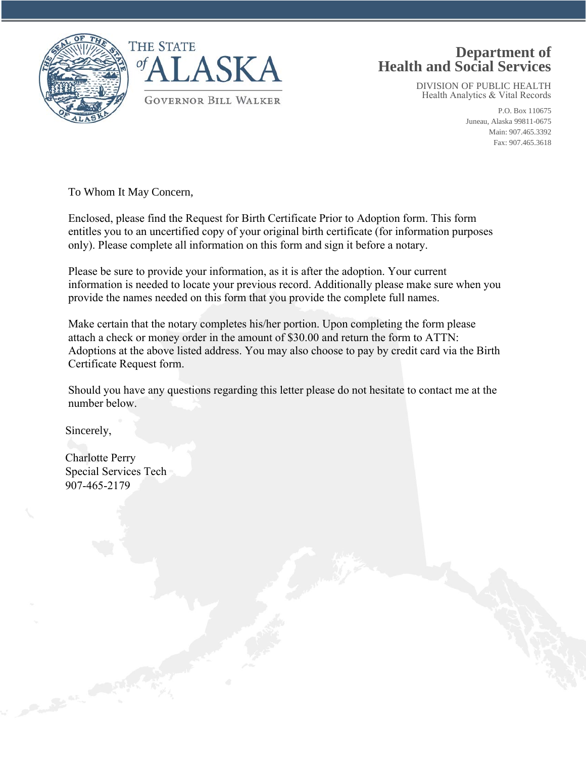THE STATE of ALASKA

GOVERNOR BILL WALKER

**Department of Health and Social Services**

DIVISION OF PUBLIC HEALTH
Health Analytics & Vital Records

P.O. Box 110675
Juneau, Alaska 99811-0675
Main: 907.465.3392
Fax: 907.465.3618

To Whom It May Concern,

Enclosed, please find the Request for Birth Certificate Prior to Adoption form. This form entitles you to an uncertified copy of your original birth certificate (for information purposes only). Please complete all information on this form and sign it before a notary.

Please be sure to provide your information, as it is after the adoption. Your current information is needed to locate your previous record. Additionally please make sure when you provide the names needed on this form that you provide the complete full names.

Make certain that the notary completes his/her portion. Upon completing the form please attach a check or money order in the amount of $30.00 and return the form to ATTN: Adoptions at the above listed address. You may also choose to pay by credit card via the Birth Certificate Request form.

Should you have any questions regarding this letter please do not hesitate to contact me at the number below.

Sincerely,

Charlotte Perry
Special Services Tech
907-465-2179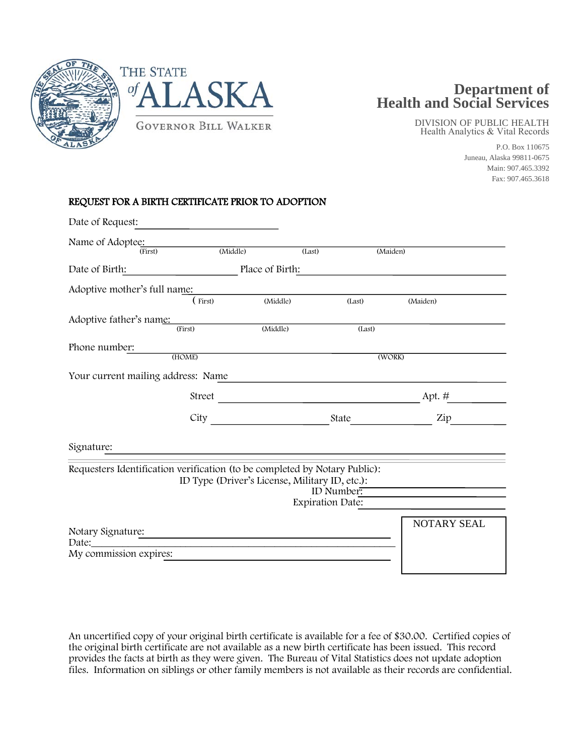THE STATE of ALASKA

GOVERNOR BILL WALKER

**Department of Health and Social Services**

DIVISION OF PUBLIC HEALTH
Health Analytics & Vital Records

P.O. Box 110675
Juneau, Alaska 99811-0675
Main: 907.465.3392
Fax: 907.465.3618

## REQUEST FOR A BIRTH CERTIFICATE PRIOR TO ADOPTION

Date of Request: ______________________

Name of Adoptee: ______________________________________________
(First) (Middle) (Last) (Maiden)

Date of Birth: ______________________ Place of Birth: ______________________

Adoptive mother's full name: ______________________________________________
(First) (Middle) (Last) (Maiden)

Adoptive father's name: ______________________________________________
(First) (Middle) (Last)

Phone number: ______________________________________________
(HOME) (WORK)

Your current mailing address: Name ______________________________________________

Street ______________________________ Apt. # __________

City ______________________ State ______________ Zip __________

Signature: ______________________________________________

---

Requesters Identification verification (to be completed by Notary Public):

ID Type (Driver's License, Military ID, etc.): ______________________

ID Number: ______________________

Expiration Date: ______________________

Notary Signature: ______________________________________________

Date: ______________________________________________

My commission expires: ______________________________________________

NOTARY SEAL

An uncertified copy of your original birth certificate is available for a fee of $30.00. Certified copies of the original birth certificate are not available as a new birth certificate has been issued. This record provides the facts at birth as they were given. The Bureau of Vital Statistics does not update adoption files. Information on siblings or other family members is not available as their records are confidential.